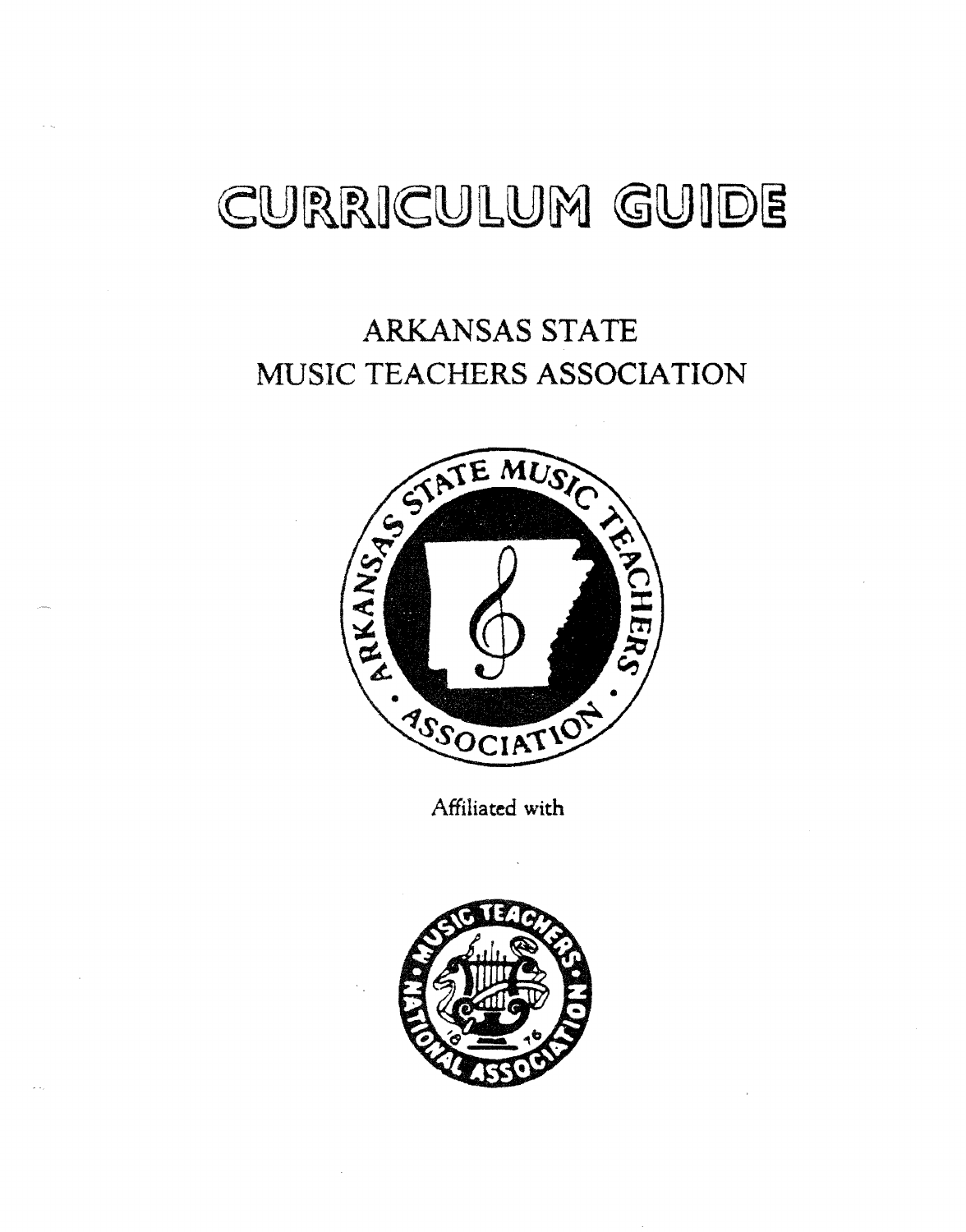# CURRICULUM GUIDE

## ARKANSAS STATE
## MUSIC TEACHERS ASSOCIATION

Affiliated with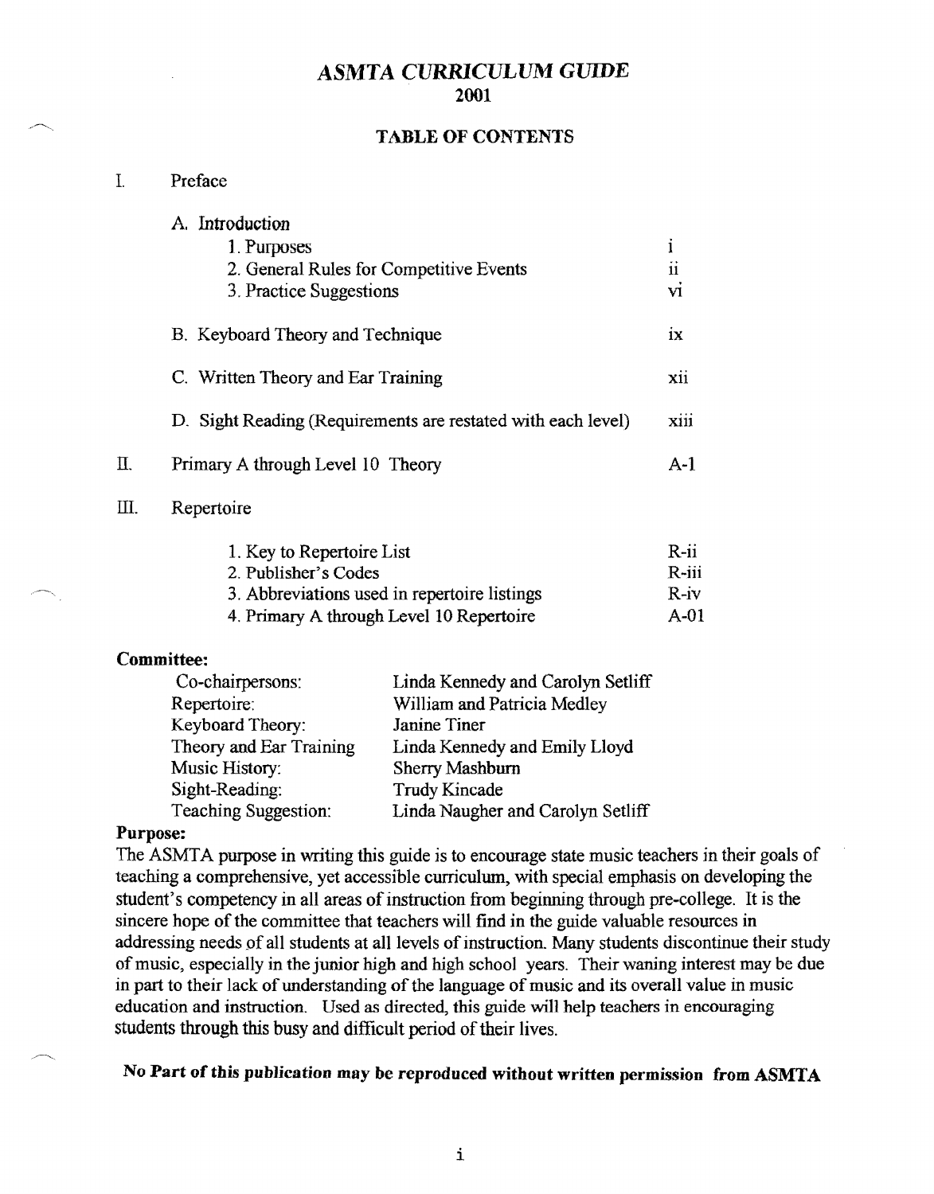# *ASMTA CURRICULUM GUIDE*

## 2001

### TABLE OF CONTENTS

| | | |
|---|---|---|
| I. | Preface | |
| | A. Introduction | |
| | 1. Purposes | i |
| | 2. General Rules for Competitive Events | ii |
| | 3. Practice Suggestions | vi |
| | B. Keyboard Theory and Technique | ix |
| | C. Written Theory and Ear Training | xii |
| | D. Sight Reading (Requirements are restated with each level) | xiii |
| II. | Primary A through Level 10 Theory | A-1 |
| III. | Repertoire | |
| | 1. Key to Repertoire List | R-ii |
| | 2. Publisher's Codes | R-iii |
| | 3. Abbreviations used in repertoire listings | R-iv |
| | 4. Primary A through Level 10 Repertoire | A-01 |

**Committee:**

| | |
|---|---|
| Co-chairpersons: | Linda Kennedy and Carolyn Setliff |
| Repertoire: | William and Patricia Medley |
| Keyboard Theory: | Janine Tiner |
| Theory and Ear Training | Linda Kennedy and Emily Lloyd |
| Music History: | Sherry Mashburn |
| Sight-Reading: | Trudy Kincade |
| Teaching Suggestion: | Linda Naugher and Carolyn Setliff |

**Purpose:**

The ASMTA purpose in writing this guide is to encourage state music teachers in their goals of teaching a comprehensive, yet accessible curriculum, with special emphasis on developing the student's competency in all areas of instruction from beginning through pre-college. It is the sincere hope of the committee that teachers will find in the guide valuable resources in addressing needs of all students at all levels of instruction. Many students discontinue their study of music, especially in the junior high and high school years. Their waning interest may be due in part to their lack of understanding of the language of music and its overall value in music education and instruction. Used as directed, this guide will help teachers in encouraging students through this busy and difficult period of their lives.

**No Part of this publication may be reproduced without written permission from ASMTA**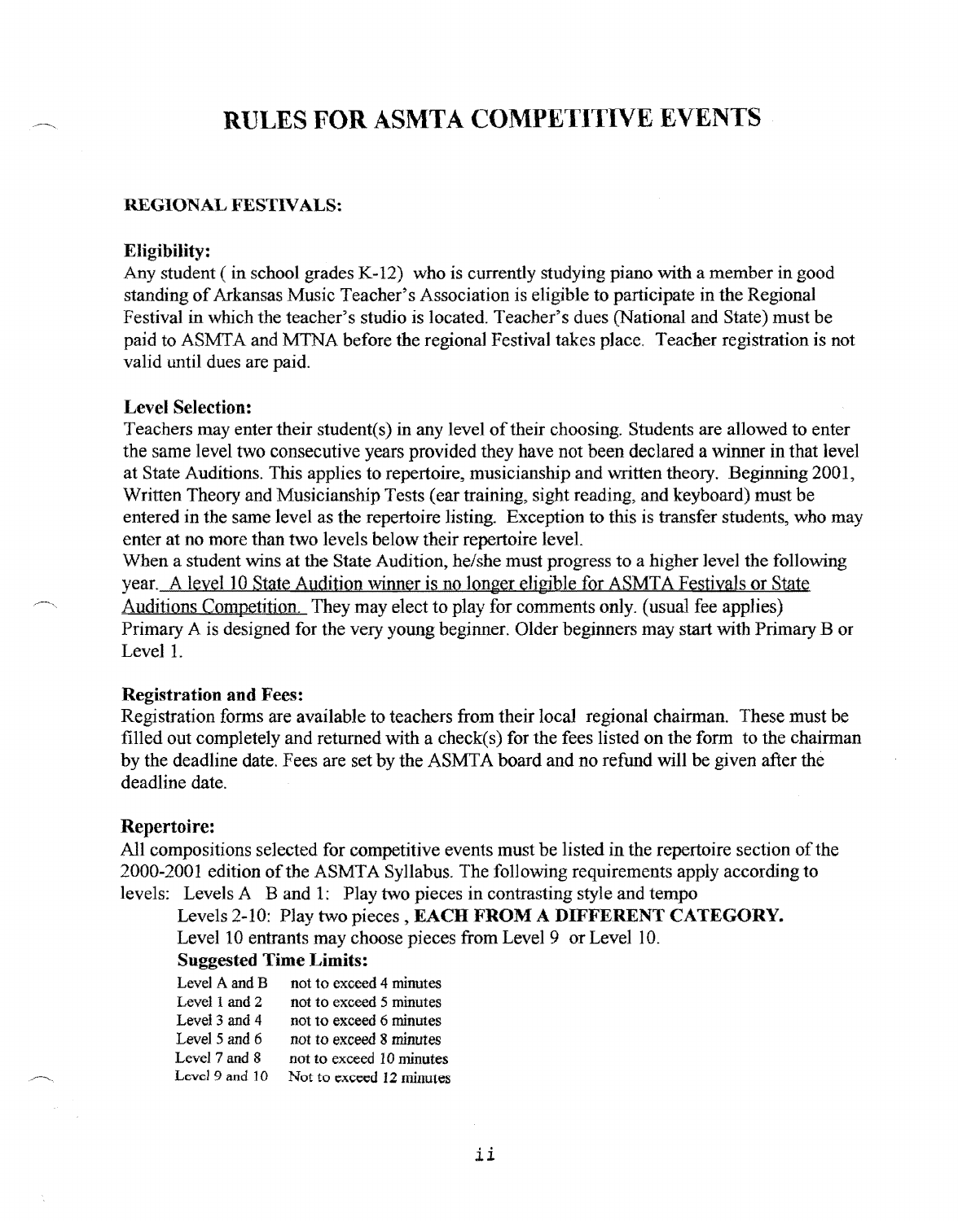# RULES FOR ASMTA COMPETITIVE EVENTS

### REGIONAL FESTIVALS:

**Eligibility:**
Any student ( in school grades K-12) who is currently studying piano with a member in good standing of Arkansas Music Teacher's Association is eligible to participate in the Regional Festival in which the teacher's studio is located. Teacher's dues (National and State) must be paid to ASMTA and MTNA before the regional Festival takes place. Teacher registration is not valid until dues are paid.

**Level Selection:**
Teachers may enter their student(s) in any level of their choosing. Students are allowed to enter the same level two consecutive years provided they have not been declared a winner in that level at State Auditions. This applies to repertoire, musicianship and written theory. Beginning 2001, Written Theory and Musicianship Tests (ear training, sight reading, and keyboard) must be entered in the same level as the repertoire listing. Exception to this is transfer students, who may enter at no more than two levels below their repertoire level.
When a student wins at the State Audition, he/she must progress to a higher level the following year. A level 10 State Audition winner is no longer eligible for ASMTA Festivals or State Auditions Competition. They may elect to play for comments only. (usual fee applies)
Primary A is designed for the very young beginner. Older beginners may start with Primary B or Level 1.

**Registration and Fees:**
Registration forms are available to teachers from their local regional chairman. These must be filled out completely and returned with a check(s) for the fees listed on the form to the chairman by the deadline date. Fees are set by the ASMTA board and no refund will be given after the deadline date.

**Repertoire:**
All compositions selected for competitive events must be listed in the repertoire section of the 2000-2001 edition of the ASMTA Syllabus. The following requirements apply according to levels: Levels A B and 1: Play two pieces in contrasting style and tempo

Levels 2-10: Play two pieces , **EACH FROM A DIFFERENT CATEGORY.**
Level 10 entrants may choose pieces from Level 9 or Level 10.

**Suggested Time Limits:**

| | |
|---|---|
| Level A and B | not to exceed 4 minutes |
| Level 1 and 2 | not to exceed 5 minutes |
| Level 3 and 4 | not to exceed 6 minutes |
| Level 5 and 6 | not to exceed 8 minutes |
| Level 7 and 8 | not to exceed 10 minutes |
| Level 9 and 10 | Not to exceed 12 minutes |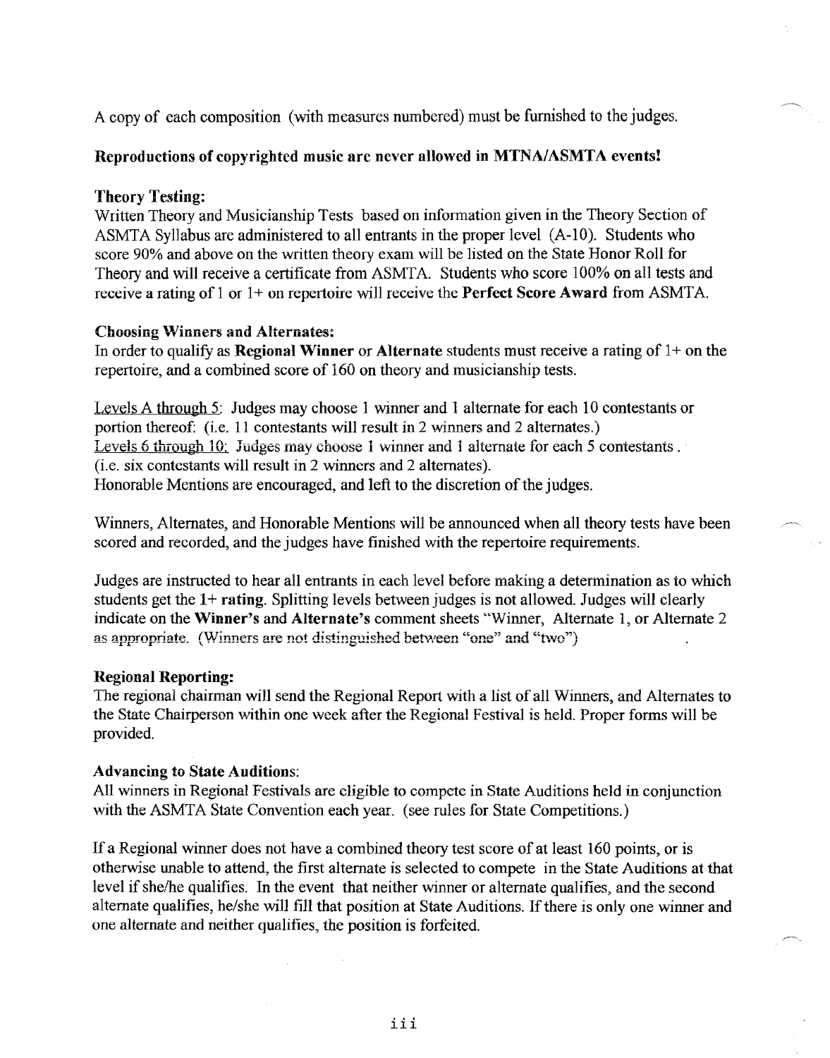A copy of each composition (with measures numbered) must be furnished to the judges.

**Reproductions of copyrighted music are never allowed in MTNA/ASMTA events!**

### Theory Testing:

Written Theory and Musicianship Tests based on information given in the Theory Section of ASMTA Syllabus are administered to all entrants in the proper level (A-10). Students who score 90% and above on the written theory exam will be listed on the State Honor Roll for Theory and will receive a certificate from ASMTA. Students who score 100% on all tests and receive a rating of 1 or 1+ on repertoire will receive the **Perfect Score Award** from ASMTA.

### Choosing Winners and Alternates:

In order to qualify as **Regional Winner** or **Alternate** students must receive a rating of 1+ on the repertoire, and a combined score of 160 on theory and musicianship tests.

Levels A through 5: Judges may choose 1 winner and 1 alternate for each 10 contestants or portion thereof: (i.e. 11 contestants will result in 2 winners and 2 alternates.)
Levels 6 through 10: Judges may choose 1 winner and 1 alternate for each 5 contestants. (i.e. six contestants will result in 2 winners and 2 alternates).
Honorable Mentions are encouraged, and left to the discretion of the judges.

Winners, Alternates, and Honorable Mentions will be announced when all theory tests have been scored and recorded, and the judges have finished with the repertoire requirements.

Judges are instructed to hear all entrants in each level before making a determination as to which students get the **1+ rating**. Splitting levels between judges is not allowed. Judges will clearly indicate on the **Winner's** and **Alternate's** comment sheets "Winner, Alternate 1, or Alternate 2 as appropriate. (Winners are not distinguished between "one" and "two")

### Regional Reporting:

The regional chairman will send the Regional Report with a list of all Winners, and Alternates to the State Chairperson within one week after the Regional Festival is held. Proper forms will be provided.

### Advancing to State Auditions:

All winners in Regional Festivals are eligible to compete in State Auditions held in conjunction with the ASMTA State Convention each year. (see rules for State Competitions.)

If a Regional winner does not have a combined theory test score of at least 160 points, or is otherwise unable to attend, the first alternate is selected to compete in the State Auditions at that level if she/he qualifies. In the event that neither winner or alternate qualifies, and the second alternate qualifies, he/she will fill that position at State Auditions. If there is only one winner and one alternate and neither qualifies, the position is forfeited.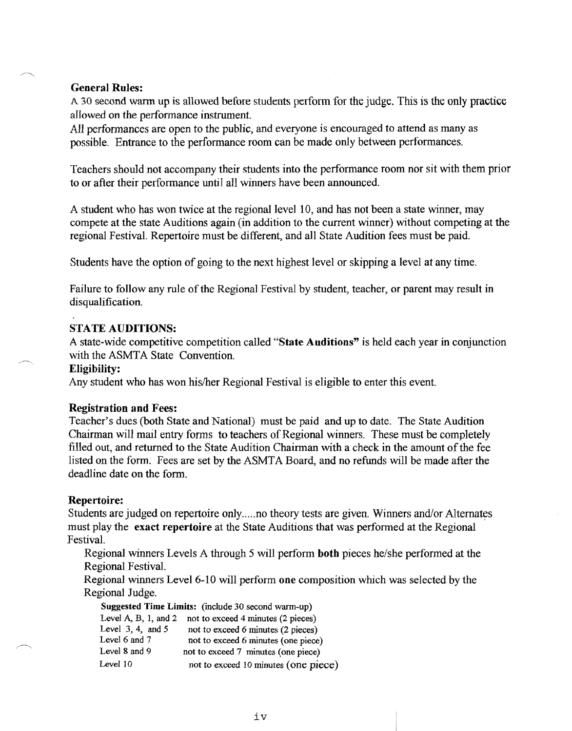**General Rules:**

A 30 second warm up is allowed before students perform for the judge. This is the only practice allowed on the performance instrument.

All performances are open to the public, and everyone is encouraged to attend as many as possible. Entrance to the performance room can be made only between performances.

Teachers should not accompany their students into the performance room nor sit with them prior to or after their performance until all winners have been announced.

A student who has won twice at the regional level 10, and has not been a state winner, may compete at the state Auditions again (in addition to the current winner) without competing at the regional Festival. Repertoire must be different, and all State Audition fees must be paid.

Students have the option of going to the next highest level or skipping a level at any time.

Failure to follow any rule of the Regional Festival by student, teacher, or parent may result in disqualification.

## STATE AUDITIONS:

A state-wide competitive competition called "**State Auditions**" is held each year in conjunction with the ASMTA State Convention.

**Eligibility:**

Any student who has won his/her Regional Festival is eligible to enter this event.

**Registration and Fees:**

Teacher's dues (both State and National) must be paid and up to date. The State Audition Chairman will mail entry forms to teachers of Regional winners. These must be completely filled out, and returned to the State Audition Chairman with a check in the amount of the fee listed on the form. Fees are set by the ASMTA Board, and no refunds will be made after the deadline date on the form.

**Repertoire:**

Students are judged on repertoire only.....no theory tests are given. Winners and/or Alternates must play the **exact repertoire** at the State Auditions that was performed at the Regional Festival.

Regional winners Levels A through 5 will perform **both** pieces he/she performed at the Regional Festival.

Regional winners Level 6-10 will perform **one** composition which was selected by the Regional Judge.

**Suggested Time Limits:** (include 30 second warm-up)

| | |
|---|---|
| Level A, B, 1, and 2 | not to exceed 4 minutes (2 pieces) |
| Level 3, 4, and 5 | not to exceed 6 minutes (2 pieces) |
| Level 6 and 7 | not to exceed 6 minutes (one piece) |
| Level 8 and 9 | not to exceed 7 minutes (one piece) |
| Level 10 | not to exceed 10 minutes (one piece) |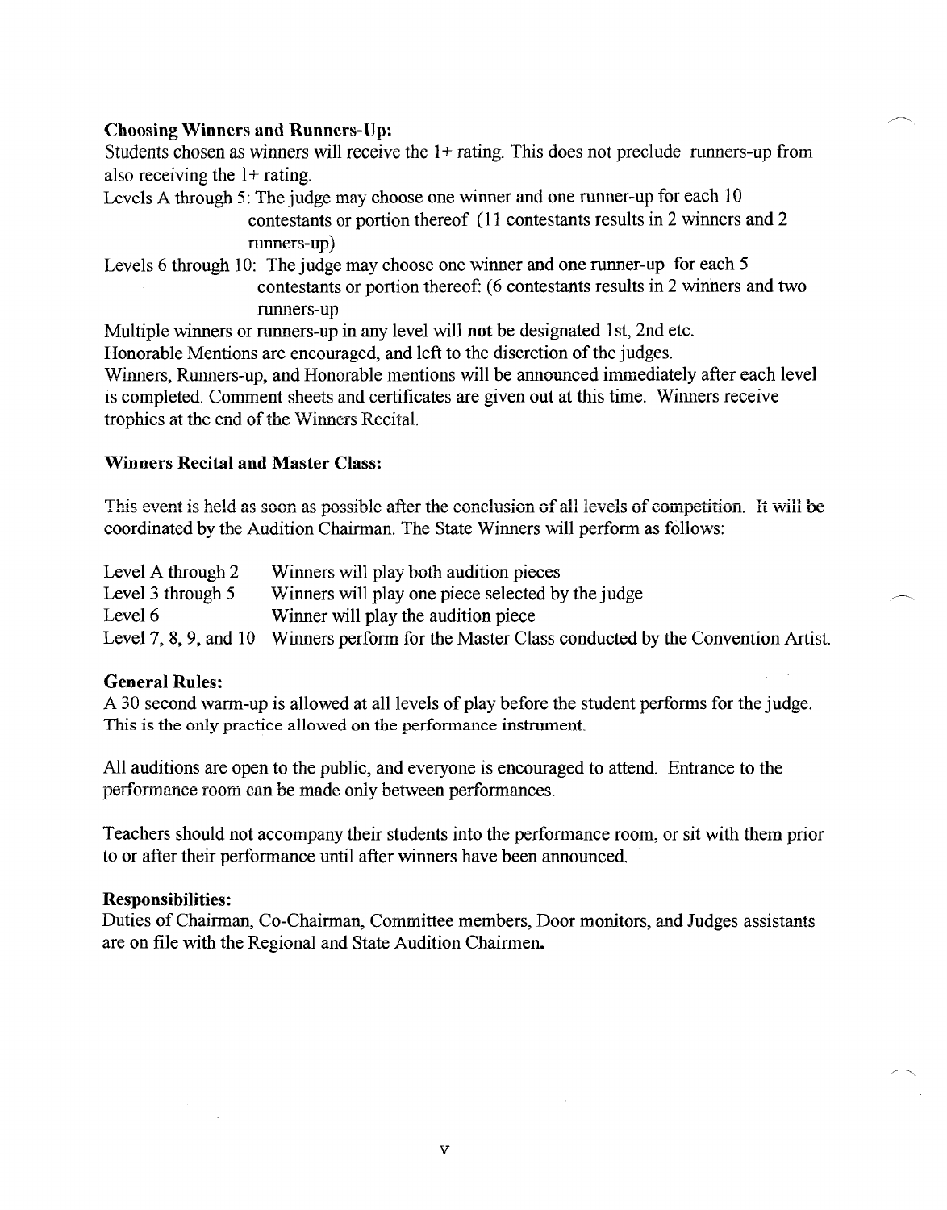### Choosing Winners and Runners-Up:

Students chosen as winners will receive the 1+ rating. This does not preclude runners-up from also receiving the 1+ rating.

Levels A through 5: The judge may choose one winner and one runner-up for each 10 contestants or portion thereof (11 contestants results in 2 winners and 2 runners-up)

Levels 6 through 10: The judge may choose one winner and one runner-up for each 5 contestants or portion thereof: (6 contestants results in 2 winners and two runners-up

Multiple winners or runners-up in any level will **not** be designated 1st, 2nd etc.

Honorable Mentions are encouraged, and left to the discretion of the judges.

Winners, Runners-up, and Honorable mentions will be announced immediately after each level is completed. Comment sheets and certificates are given out at this time. Winners receive trophies at the end of the Winners Recital.

### Winners Recital and Master Class:

This event is held as soon as possible after the conclusion of all levels of competition. It will be coordinated by the Audition Chairman. The State Winners will perform as follows:

| | |
|---|---|
| Level A through 2 | Winners will play both audition pieces |
| Level 3 through 5 | Winners will play one piece selected by the judge |
| Level 6 | Winner will play the audition piece |
| Level 7, 8, 9, and 10 | Winners perform for the Master Class conducted by the Convention Artist. |

### General Rules:

A 30 second warm-up is allowed at all levels of play before the student performs for the judge. This is the only practice allowed on the performance instrument.

All auditions are open to the public, and everyone is encouraged to attend. Entrance to the performance room can be made only between performances.

Teachers should not accompany their students into the performance room, or sit with them prior to or after their performance until after winners have been announced.

### Responsibilities:

Duties of Chairman, Co-Chairman, Committee members, Door monitors, and Judges assistants are on file with the Regional and State Audition Chairmen.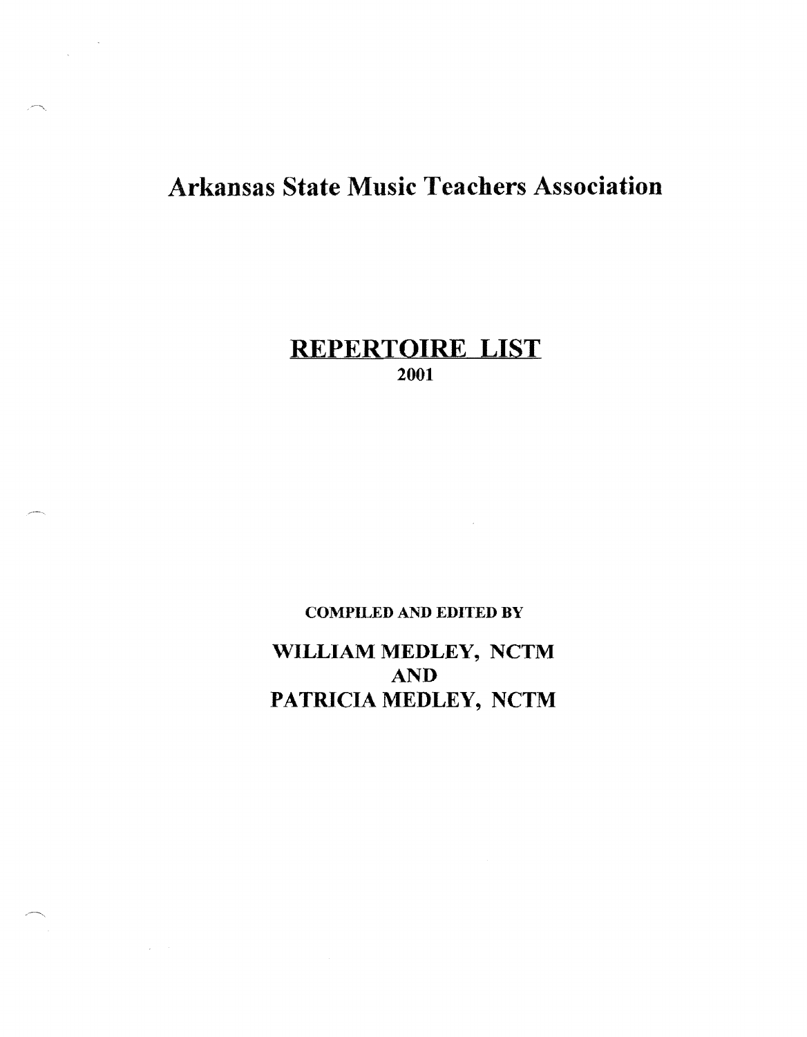# Arkansas State Music Teachers Association

## REPERTOIRE LIST

**2001**

**COMPILED AND EDITED BY**

**WILLIAM MEDLEY, NCTM**
**AND**
**PATRICIA MEDLEY, NCTM**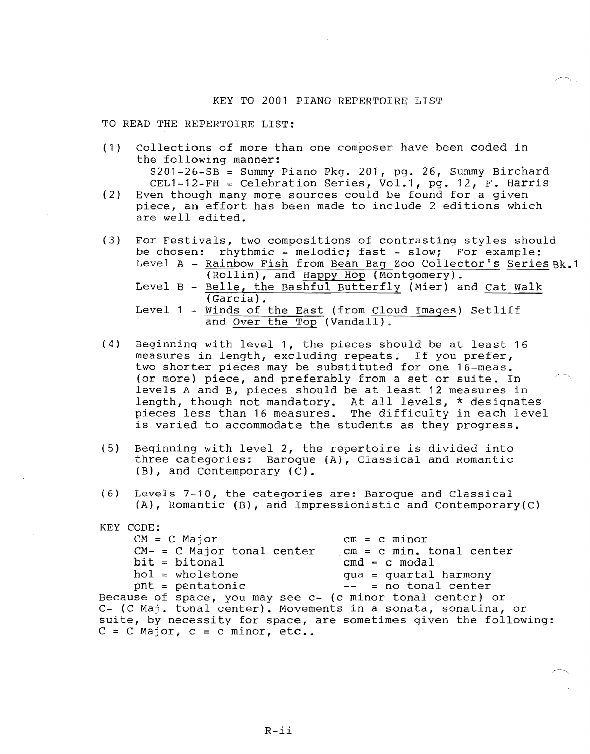# KEY TO 2001 PIANO REPERTOIRE LIST

TO READ THE REPERTOIRE LIST:

(1) Collections of more than one composer have been coded in the following manner:
   S201-26-SB = Summy Piano Pkg. 201, pg. 26, Summy Birchard
   CEL1-12-FH = Celebration Series, Vol.1, pg. 12, F. Harris

(2) Even though many more sources could be found for a given piece, an effort has been made to include 2 editions which are well edited.

(3) For Festivals, two compositions of contrasting styles should be chosen: rhythmic - melodic; fast - slow; For example:
   Level A - Rainbow Fish from Bean Bag Zoo Collector's Series Bk.1 (Rollin), and Happy Hop (Montgomery).
   Level B - Belle, the Bashful Butterfly (Mier) and Cat Walk (Garcia).
   Level 1 - Winds of the East (from Cloud Images) Setliff and Over the Top (Vandall).

(4) Beginning with level 1, the pieces should be at least 16 measures in length, excluding repeats. If you prefer, two shorter pieces may be substituted for one 16-meas. (or more) piece, and preferably from a set or suite. In levels A and B, pieces should be at least 12 measures in length, though not mandatory. At all levels, * designates pieces less than 16 measures. The difficulty in each level is varied to accommodate the students as they progress.

(5) Beginning with level 2, the repertoire is divided into three categories: Baroque (A), Classical and Romantic (B), and Contemporary (C).

(6) Levels 7-10, the categories are: Baroque and Classical (A), Romantic (B), and Impressionistic and Contemporary(C)

KEY CODE:

| | |
|---|---|
| CM = C Major | cm = c minor |
| CM- = C Major tonal center | cm = c min. tonal center |
| bit = bitonal | cmd = c modal |
| hol = wholetone | qua = quartal harmony |
| pnt = pentatonic | -- = no tonal center |

Because of space, you may see c- (c minor tonal center) or C- (C Maj. tonal center). Movements in a sonata, sonatina, or suite, by necessity for space, are sometimes given the following: C = C Major, c = c minor, etc..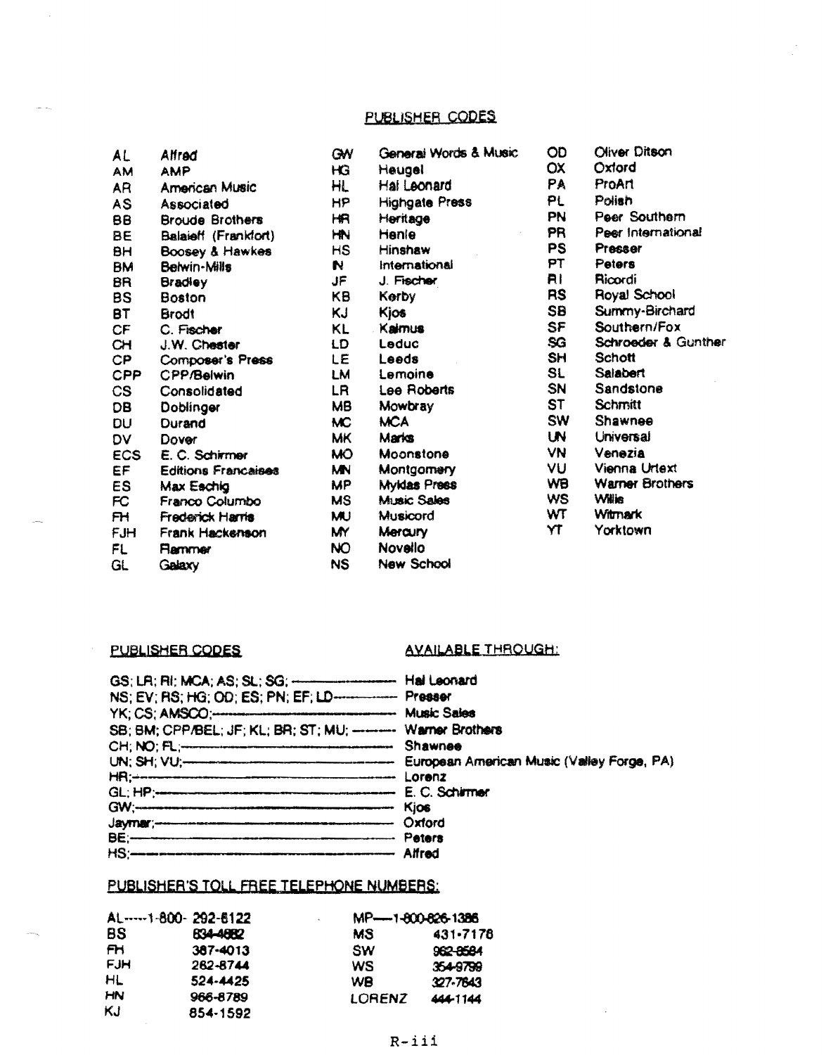## PUBLISHER CODES

| Code | Publisher |
|---|---|
| AL | Alfred |
| AM | AMP |
| AR | American Music |
| AS | Associated |
| BB | Broude Brothers |
| BE | Balaieff (Frankfort) |
| BH | Boosey & Hawkes |
| BM | Belwin-Mills |
| BR | Bradley |
| BS | Boston |
| BT | Brodt |
| CF | C. Fischer |
| CH | J.W. Chester |
| CP | Composer's Press |
| CPP | CPP/Belwin |
| CS | Consolidated |
| DB | Doblinger |
| DU | Durand |
| DV | Dover |
| ECS | E. C. Schirmer |
| EF | Editions Francaises |
| ES | Max Eschig |
| FC | Franco Columbo |
| FH | Frederick Harris |
| FJH | Frank Hackenson |
| FL | Flammer |
| GL | Galaxy |
| GW | General Words & Music |
| HG | Heugel |
| HL | Hal Leonard |
| HP | Highgate Press |
| HR | Heritage |
| HN | Henle |
| HS | Hinshaw |
| IN | International |
| JF | J. Fischer |
| KB | Kerby |
| KJ | Kjos |
| KL | Kalmus |
| LD | Leduc |
| LE | Leeds |
| LM | Lemoine |
| LR | Lee Roberts |
| MB | Mowbray |
| MC | MCA |
| MK | Marks |
| MO | Moonstone |
| MN | Montgomery |
| MP | Myklas Press |
| MS | Music Sales |
| MU | Musicord |
| MY | Mercury |
| NO | Novello |
| NS | New School |
| OD | Oliver Ditson |
| OX | Oxford |
| PA | ProArt |
| PL | Polish |
| PN | Peer Southern |
| PR | Peer International |
| PS | Presser |
| PT | Peters |
| RI | Ricordi |
| RS | Royal School |
| SB | Summy-Birchard |
| SF | Southern/Fox |
| SG | Schroeder & Gunther |
| SH | Schott |
| SL | Salabert |
| SN | Sandstone |
| ST | Schmitt |
| SW | Shawnee |
| UN | Universal |
| VN | Venezia |
| VU | Vienna Urtext |
| WB | Warner Brothers |
| WS | Willis |
| WT | Witmark |
| YT | Yorktown |

| PUBLISHER CODES | AVAILABLE THROUGH: |
|---|---|
| GS; LR; RI; MCA; AS; SL; SG; | Hal Leonard |
| NS; EV; RS; HG; OD; ES; PN; EF; LD | Presser |
| YK; CS; AMSCO; | Music Sales |
| SB; BM; CPP/BEL; JF; KL; BR; ST; MU; | Warner Brothers |
| CH; NO; FL; | Shawnee |
| UN; SH; VU; | European American Music (Valley Forge, PA) |
| HR; | Lorenz |
| GL; HP; | E. C. Schirmer |
| GW; | Kjos |
| Jaymar; | Oxford |
| BE; | Peters |
| HS; | Alfred |

## PUBLISHER'S TOLL FREE TELEPHONE NUMBERS:

| Code | Number |
|---|---|
| AL | 1-800- 292-6122 |
| BS | 834-4882 |
| FH | 387-4013 |
| FJH | 262-8744 |
| HL | 524-4425 |
| HN | 966-8789 |
| KJ | 854-1592 |
| MP | 1-800-826-1386 |
| MS | 431-7176 |
| SW | 962-8584 |
| WS | 354-9799 |
| WB | 327-7643 |
| LORENZ | 444-1144 |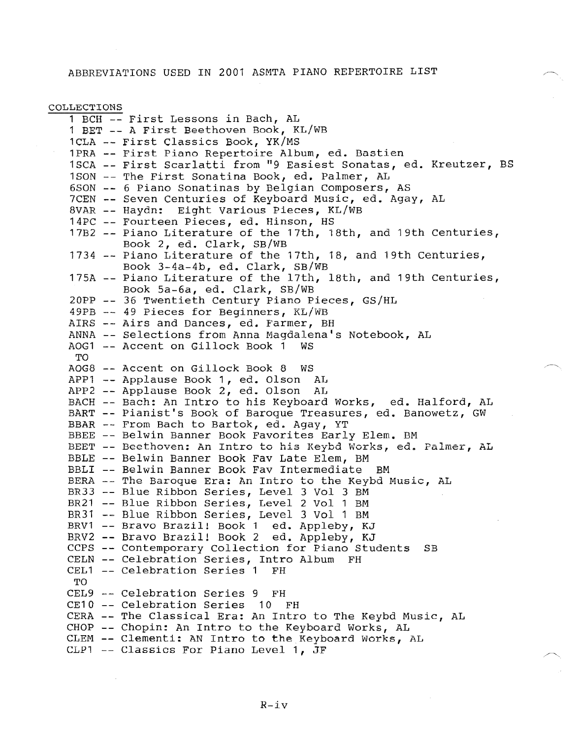ABBREVIATIONS USED IN 2001 ASMTA PIANO REPERTOIRE LIST

COLLECTIONS

1 BCH -- First Lessons in Bach, AL
1 BET -- A First Beethoven Book, KL/WB
1CLA -- First Classics Book, YK/MS
1PRA -- First Piano Repertoire Album, ed. Bastien
1SCA -- First Scarlatti from "9 Easiest Sonatas, ed. Kreutzer, BS
1SON -- The First Sonatina Book, ed. Palmer, AL
6SON -- 6 Piano Sonatinas by Belgian Composers, AS
7CEN -- Seven Centuries of Keyboard Music, ed. Agay, AL
8VAR -- Haydn: Eight Various Pieces, KL/WB
14PC -- Fourteen Pieces, ed. Hinson, HS
17B2 -- Piano Literature of the 17th, 18th, and 19th Centuries, Book 2, ed. Clark, SB/WB
1734 -- Piano Literature of the 17th, 18, and 19th Centuries, Book 3-4a-4b, ed. Clark, SB/WB
175A -- Piano Literature of the 17th, 18th, and 19th Centuries, Book 5a-6a, ed. Clark, SB/WB
20PP -- 36 Twentieth Century Piano Pieces, GS/HL
49PB -- 49 Pieces for Beginners, KL/WB
AIRS -- Airs and Dances, ed. Farmer, BH
ANNA -- Selections from Anna Magdalena's Notebook, AL
AOG1 -- Accent on Gillock Book 1 WS
TO
AOG8 -- Accent on Gillock Book 8 WS
APP1 -- Applause Book 1, ed. Olson AL
APP2 -- Applause Book 2, ed. Olson AL
BACH -- Bach: An Intro to his Keyboard Works, ed. Halford, AL
BART -- Pianist's Book of Baroque Treasures, ed. Banowetz, GW
BBAR -- From Bach to Bartok, ed. Agay, YT
BBEE -- Belwin Banner Book Favorites Early Elem. BM
BEET -- Beethoven: An Intro to his Keybd Works, ed. Palmer, AL
BBLE -- Belwin Banner Book Fav Late Elem, BM
BBLI -- Belwin Banner Book Fav Intermediate BM
BERA -- The Baroque Era: An Intro to the Keybd Music, AL
BR33 -- Blue Ribbon Series, Level 3 Vol 3 BM
BR21 -- Blue Ribbon Series, Level 2 Vol 1 BM
BR31 -- Blue Ribbon Series, Level 3 Vol 1 BM
BRV1 -- Bravo Brazil! Book 1 ed. Appleby, KJ
BRV2 -- Bravo Brazil! Book 2 ed. Appleby, KJ
CCPS -- Contemporary Collection for Piano Students SB
CELN -- Celebration Series, Intro Album FH
CEL1 -- Celebration Series 1 FH
TO
CEL9 -- Celebration Series 9 FH
CE10 -- Celebration Series 10 FH
CERA -- The Classical Era: An Intro to The Keybd Music, AL
CHOP -- Chopin: An Intro to the Keyboard Works, AL
CLEM -- Clementi: AN Intro to the Keyboard Works, AL
CLP1 -- Classics For Piano Level 1, JF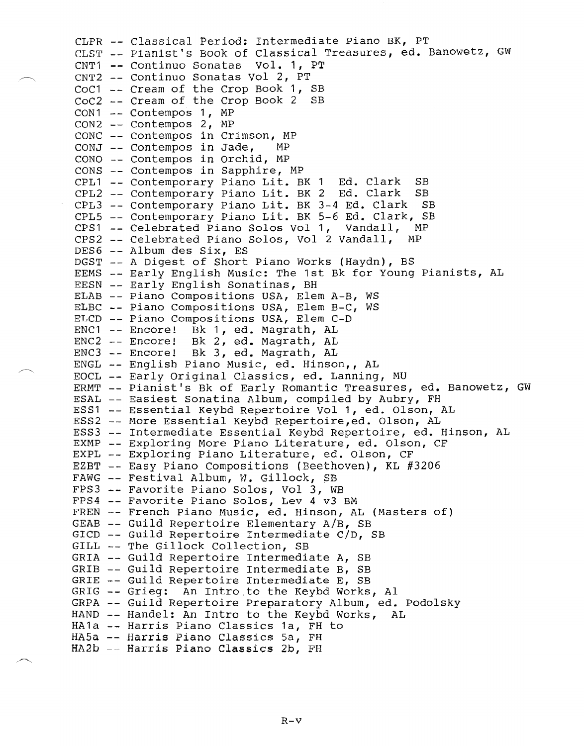CLPR -- Classical Period: Intermediate Piano BK, PT
CLST -- Pianist's Book of Classical Treasures, ed. Banowetz, GW
CNT1 -- Continuo Sonatas Vol. 1, PT
CNT2 -- Continuo Sonatas Vol 2, PT
CoC1 -- Cream of the Crop Book 1, SB
CoC2 -- Cream of the Crop Book 2 SB
CON1 -- Contempos 1, MP
CON2 -- Contempos 2, MP
CONC -- Contempos in Crimson, MP
CONJ -- Contempos in Jade, MP
CONO -- Contempos in Orchid, MP
CONS -- Contempos in Sapphire, MP
CPL1 -- Contemporary Piano Lit. BK 1 Ed. Clark SB
CPL2 -- Contemporary Piano Lit. BK 2 Ed. Clark SB
CPL3 -- Contemporary Piano Lit. BK 3-4 Ed. Clark SB
CPL5 -- Contemporary Piano Lit. BK 5-6 Ed. Clark, SB
CPS1 -- Celebrated Piano Solos Vol 1, Vandall, MP
CPS2 -- Celebrated Piano Solos, Vol 2 Vandall, MP
DES6 -- Album des Six, ES
DGST -- A Digest of Short Piano Works (Haydn), BS
EEMS -- Early English Music: The 1st Bk for Young Pianists, AL
EESN -- Early English Sonatinas, BH
ELAB -- Piano Compositions USA, Elem A-B, WS
ELBC -- Piano Compositions USA, Elem B-C, WS
ELCD -- Piano Compositions USA, Elem C-D
ENC1 -- Encore! Bk 1, ed. Magrath, AL
ENC2 -- Encore! Bk 2, ed. Magrath, AL
ENC3 -- Encore! Bk 3, ed. Magrath, AL
ENGL -- English Piano Music, ed. Hinson,, AL
EOCL -- Early Original Classics, ed. Lanning, MU
ERMT -- Pianist's Bk of Early Romantic Treasures, ed. Banowetz, GW
ESAL -- Easiest Sonatina Album, compiled by Aubry, FH
ESS1 -- Essential Keybd Repertoire Vol 1, ed. Olson, AL
ESS2 -- More Essential Keybd Repertoire,ed. Olson, AL
ESS3 -- Intermediate Essential Keybd Repertoire, ed. Hinson, AL
EXMP -- Exploring More Piano Literature, ed. Olson, CF
EXPL -- Exploring Piano Literature, ed. Olson, CF
EZBT -- Easy Piano Compositions (Beethoven), KL #3206
FAWG -- Festival Album, W. Gillock, SB
FPS3 -- Favorite Piano Solos, Vol 3, WB
FPS4 -- Favorite Piano Solos, Lev 4 v3 BM
FREN -- French Piano Music, ed. Hinson, AL (Masters of)
GEAB -- Guild Repertoire Elementary A/B, SB
GICD -- Guild Repertoire Intermediate C/D, SB
GILL -- The Gillock Collection, SB
GRIA -- Guild Repertoire Intermediate A, SB
GRIB -- Guild Repertoire Intermediate B, SB
GRIE -- Guild Repertoire Intermediate E, SB
GRIG -- Grieg: An Intro to the Keybd Works, Al
GRPA -- Guild Repertoire Preparatory Album, ed. Podolsky
HAND -- Handel: An Intro to the Keybd Works, AL
HA1a -- Harris Piano Classics 1a, FH to
HA5a -- Harris Piano Classics 5a, FH
HA2b -- Harris Piano Classics 2b, FH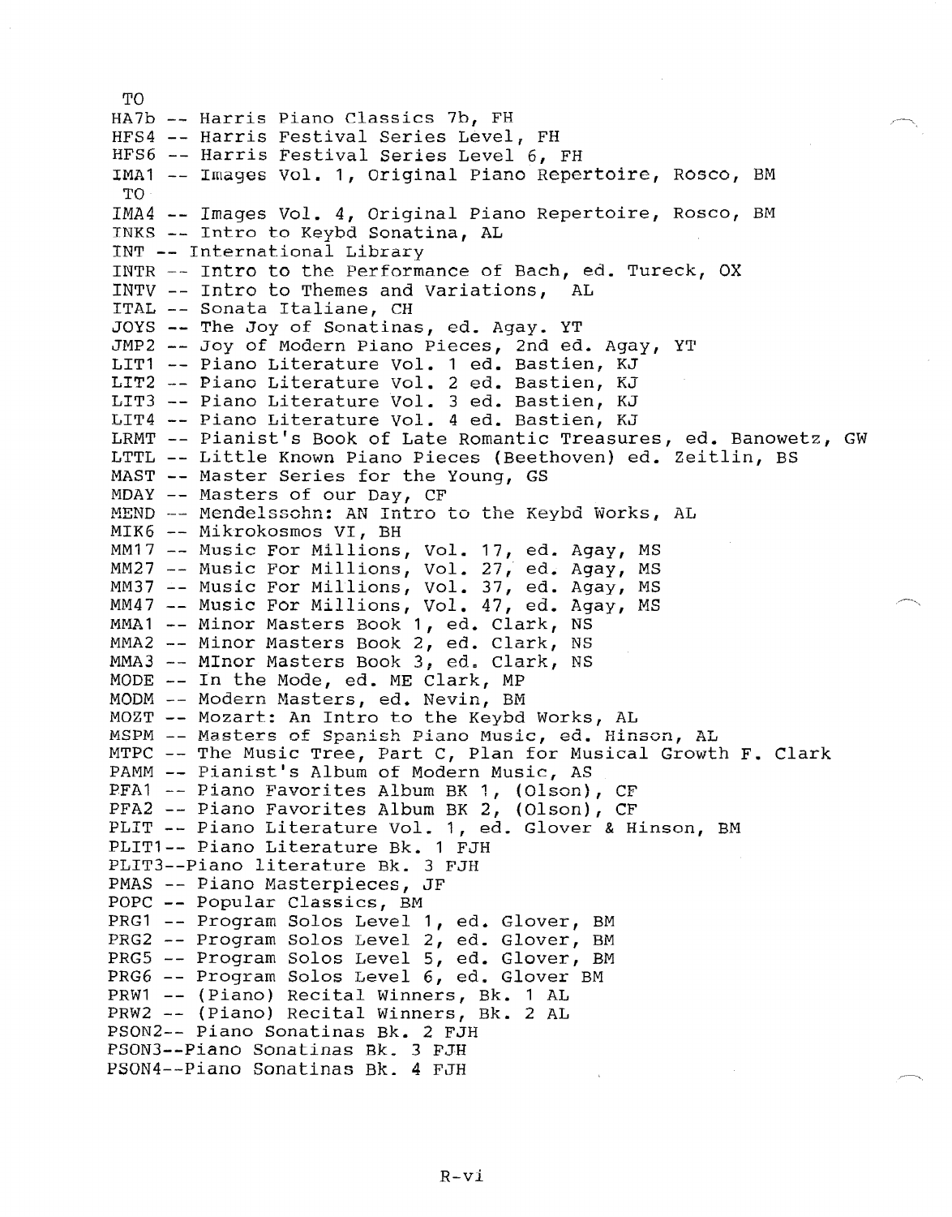TO
HA7b -- Harris Piano Classics 7b, FH
HFS4 -- Harris Festival Series Level, FH
HFS6 -- Harris Festival Series Level 6, FH
IMA1 -- Images Vol. 1, Original Piano Repertoire, Rosco, BM
TO
IMA4 -- Images Vol. 4, Original Piano Repertoire, Rosco, BM
INKS -- Intro to Keybd Sonatina, AL
INT -- International Library
INTR -- Intro to the Performance of Bach, ed. Tureck, OX
INTV -- Intro to Themes and Variations, AL
ITAL -- Sonata Italiane, CH
JOYS -- The Joy of Sonatinas, ed. Agay. YT
JMP2 -- Joy of Modern Piano Pieces, 2nd ed. Agay, YT
LIT1 -- Piano Literature Vol. 1 ed. Bastien, KJ
LIT2 -- Piano Literature Vol. 2 ed. Bastien, KJ
LIT3 -- Piano Literature Vol. 3 ed. Bastien, KJ
LIT4 -- Piano Literature Vol. 4 ed. Bastien, KJ
LRMT -- Pianist's Book of Late Romantic Treasures, ed. Banowetz, GW
LTTL -- Little Known Piano Pieces (Beethoven) ed. Zeitlin, BS
MAST -- Master Series for the Young, GS
MDAY -- Masters of our Day, CF
MEND -- Mendelssohn: AN Intro to the Keybd Works, AL
MIK6 -- Mikrokosmos VI, BH
MM17 -- Music For Millions, Vol. 17, ed. Agay, MS
MM27 -- Music For Millions, Vol. 27, ed. Agay, MS
MM37 -- Music For Millions, Vol. 37, ed. Agay, MS
MM47 -- Music For Millions, Vol. 47, ed. Agay, MS
MMA1 -- Minor Masters Book 1, ed. Clark, NS
MMA2 -- Minor Masters Book 2, ed. Clark, NS
MMA3 -- MInor Masters Book 3, ed. Clark, NS
MODE -- In the Mode, ed. ME Clark, MP
MODM -- Modern Masters, ed. Nevin, BM
MOZT -- Mozart: An Intro to the Keybd Works, AL
MSPM -- Masters of Spanish Piano Music, ed. Hinson, AL
MTPC -- The Music Tree, Part C, Plan for Musical Growth F. Clark
PAMM -- Pianist's Album of Modern Music, AS
PFA1 -- Piano Favorites Album BK 1, (Olson), CF
PFA2 -- Piano Favorites Album BK 2, (Olson), CF
PLIT -- Piano Literature Vol. 1, ed. Glover & Hinson, BM
PLIT1-- Piano Literature Bk. 1 FJH
PLIT3--Piano literature Bk. 3 FJH
PMAS -- Piano Masterpieces, JF
POPC -- Popular Classics, BM
PRG1 -- Program Solos Level 1, ed. Glover, BM
PRG2 -- Program Solos Level 2, ed. Glover, BM
PRG5 -- Program Solos Level 5, ed. Glover, BM
PRG6 -- Program Solos Level 6, ed. Glover BM
PRW1 -- (Piano) Recital Winners, Bk. 1 AL
PRW2 -- (Piano) Recital Winners, Bk. 2 AL
PSON2-- Piano Sonatinas Bk. 2 FJH
PSON3--Piano Sonatinas Bk. 3 FJH
PSON4--Piano Sonatinas Bk. 4 FJH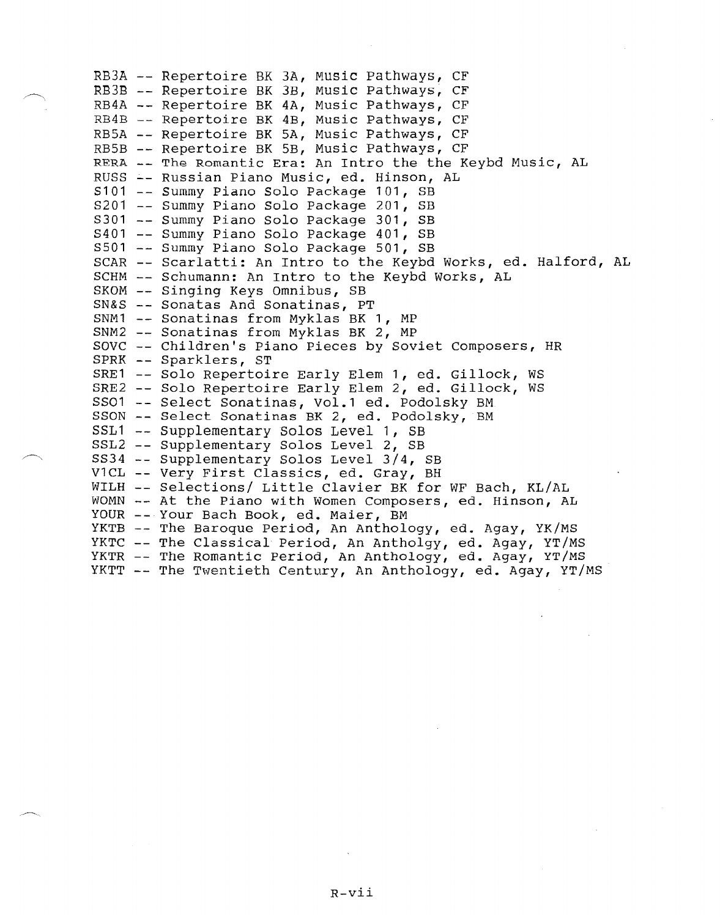RB3A -- Repertoire BK 3A, Music Pathways, CF
RB3B -- Repertoire BK 3B, Music Pathways, CF
RB4A -- Repertoire BK 4A, Music Pathways, CF
RB4B -- Repertoire BK 4B, Music Pathways, CF
RB5A -- Repertoire BK 5A, Music Pathways, CF
RB5B -- Repertoire BK 5B, Music Pathways, CF
RERA -- The Romantic Era: An Intro the the Keybd Music, AL
RUSS -- Russian Piano Music, ed. Hinson, AL
S101 -- Summy Piano Solo Package 101, SB
S201 -- Summy Piano Solo Package 201, SB
S301 -- Summy Piano Solo Package 301, SB
S401 -- Summy Piano Solo Package 401, SB
S501 -- Summy Piano Solo Package 501, SB
SCAR -- Scarlatti: An Intro to the Keybd Works, ed. Halford, AL
SCHM -- Schumann: An Intro to the Keybd Works, AL
SKOM -- Singing Keys Omnibus, SB
SN&S -- Sonatas And Sonatinas, PT
SNM1 -- Sonatinas from Myklas BK 1, MP
SNM2 -- Sonatinas from Myklas BK 2, MP
SOVC -- Children's Piano Pieces by Soviet Composers, HR
SPRK -- Sparklers, ST
SRE1 -- Solo Repertoire Early Elem 1, ed. Gillock, WS
SRE2 -- Solo Repertoire Early Elem 2, ed. Gillock, WS
SSO1 -- Select Sonatinas, Vol.1 ed. Podolsky BM
SSON -- Select Sonatinas BK 2, ed. Podolsky, BM
SSL1 -- Supplementary Solos Level 1, SB
SSL2 -- Supplementary Solos Level 2, SB
SS34 -- Supplementary Solos Level 3/4, SB
V1CL -- Very First Classics, ed. Gray, BH
WILH -- Selections/ Little Clavier BK for WF Bach, KL/AL
WOMN -- At the Piano with Women Composers, ed. Hinson, AL
YOUR -- Your Bach Book, ed. Maier, BM
YKTB -- The Baroque Period, An Anthology, ed. Agay, YK/MS
YKTC -- The Classical Period, An Antholgy, ed. Agay, YT/MS
YKTR -- The Romantic Period, An Anthology, ed. Agay, YT/MS
YKTT -- The Twentieth Century, An Anthology, ed. Agay, YT/MS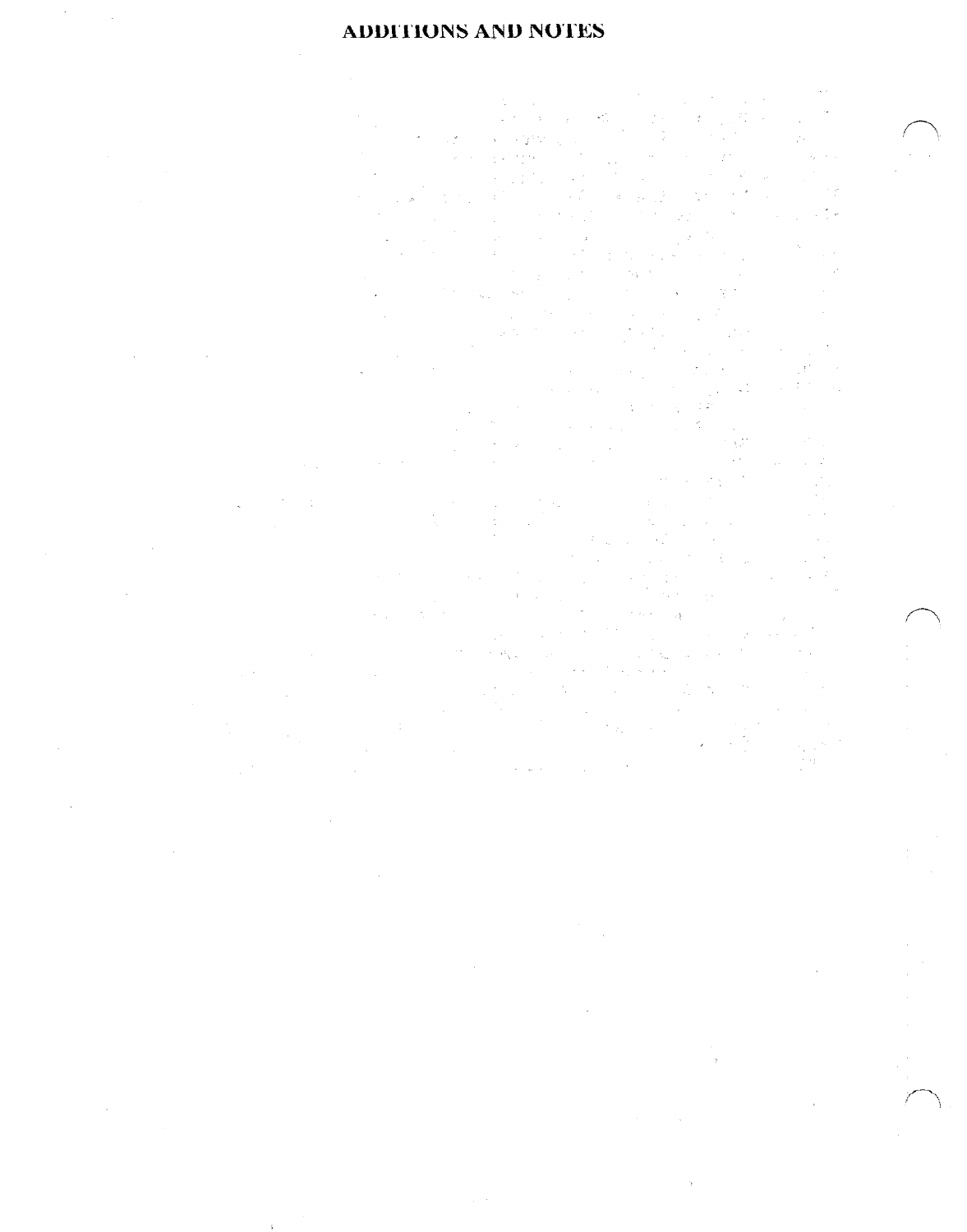# ADDITIONS AND NOTES